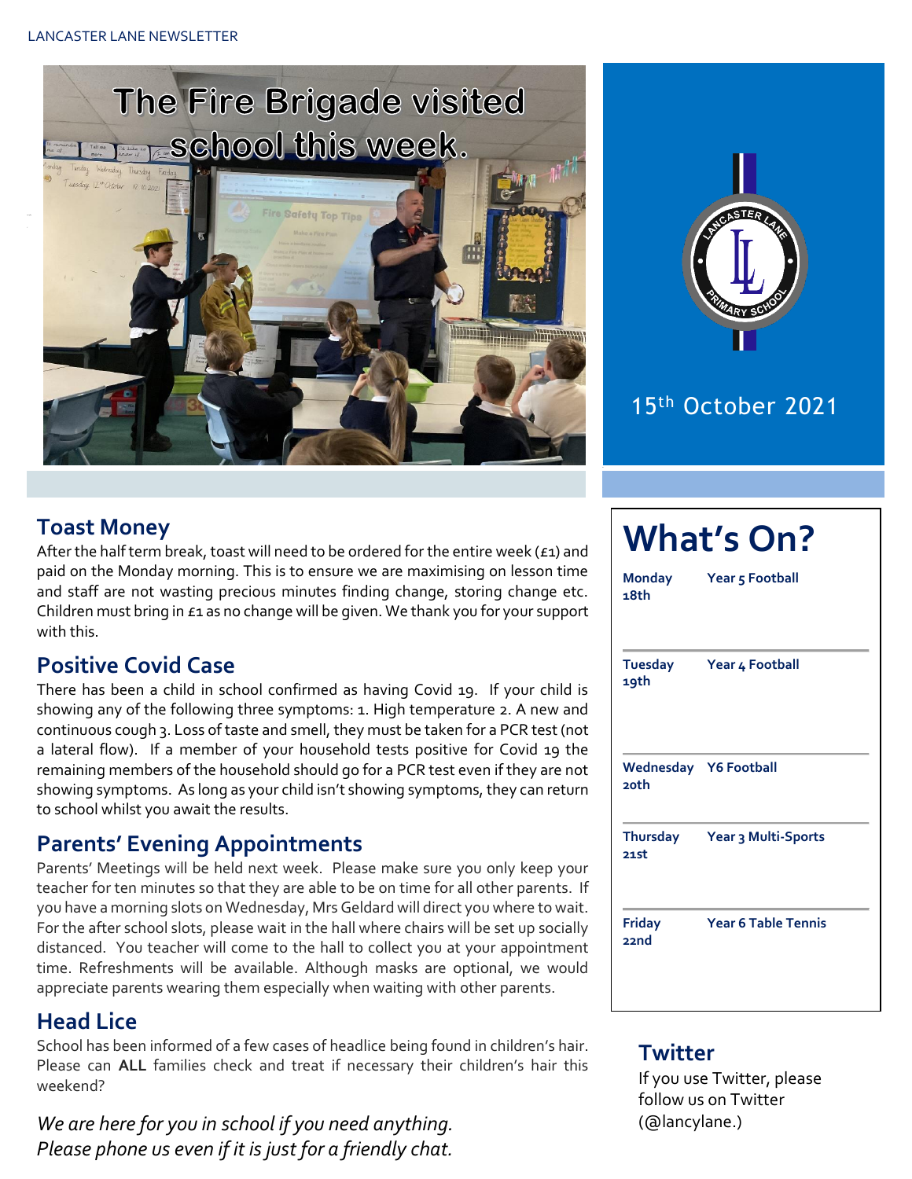LANCASTER LANE NEWSLETTER

# The Fire Brigade visited school this week.

15th October 2021

## Toast Money

After the half term break, toast will need to be ordered for the entire week (£1) and paid on the Monday morning. This is to ensure we are maximising on lesson time and staff are not wasting precious minutes finding change, storing change etc. Children must bring in £1 as no change will be given. We thank you for your support with this.

## Positive Covid Case

There has been a child in school confirmed as having Covid 19. If your child is showing any of the following three symptoms: 1. High temperature 2. A new and continuous cough 3. Loss of taste and smell, they must be taken for a PCR test (not a lateral flow). If a member of your household tests positive for Covid 19 the remaining members of the household should go for a PCR test even if they are not showing symptoms. As long as your child isn't showing symptoms, they can return to school whilst you await the results.

## Parents' Evening Appointments

Parents' Meetings will be held next week. Please make sure you only keep your teacher for ten minutes so that they are able to be on time for all other parents. If you have a morning slots on Wednesday, Mrs Geldard will direct you where to wait. For the after school slots, please wait in the hall where chairs will be set up socially distanced. You teacher will come to the hall to collect you at your appointment time. Refreshments will be available. Although masks are optional, we would appreciate parents wearing them especially when waiting with other parents.

## Head Lice

School has been informed of a few cases of headlice being found in children's hair. Please can **ALL** families check and treat if necessary their children's hair this weekend?

*We are here for you in school if you need anything. Please phone us even if it is just for a friendly chat.*

# What's On?

| | |
|---|---|
| **Monday 18th** | **Year 5 Football** |
| **Tuesday 19th** | **Year 4 Football** |
| **Wednesday 20th** | **Y6 Football** |
| **Thursday 21st** | **Year 3 Multi-Sports** |
| **Friday 22nd** | **Year 6 Table Tennis** |

## Twitter

If you use Twitter, please follow us on Twitter (@lancylane.)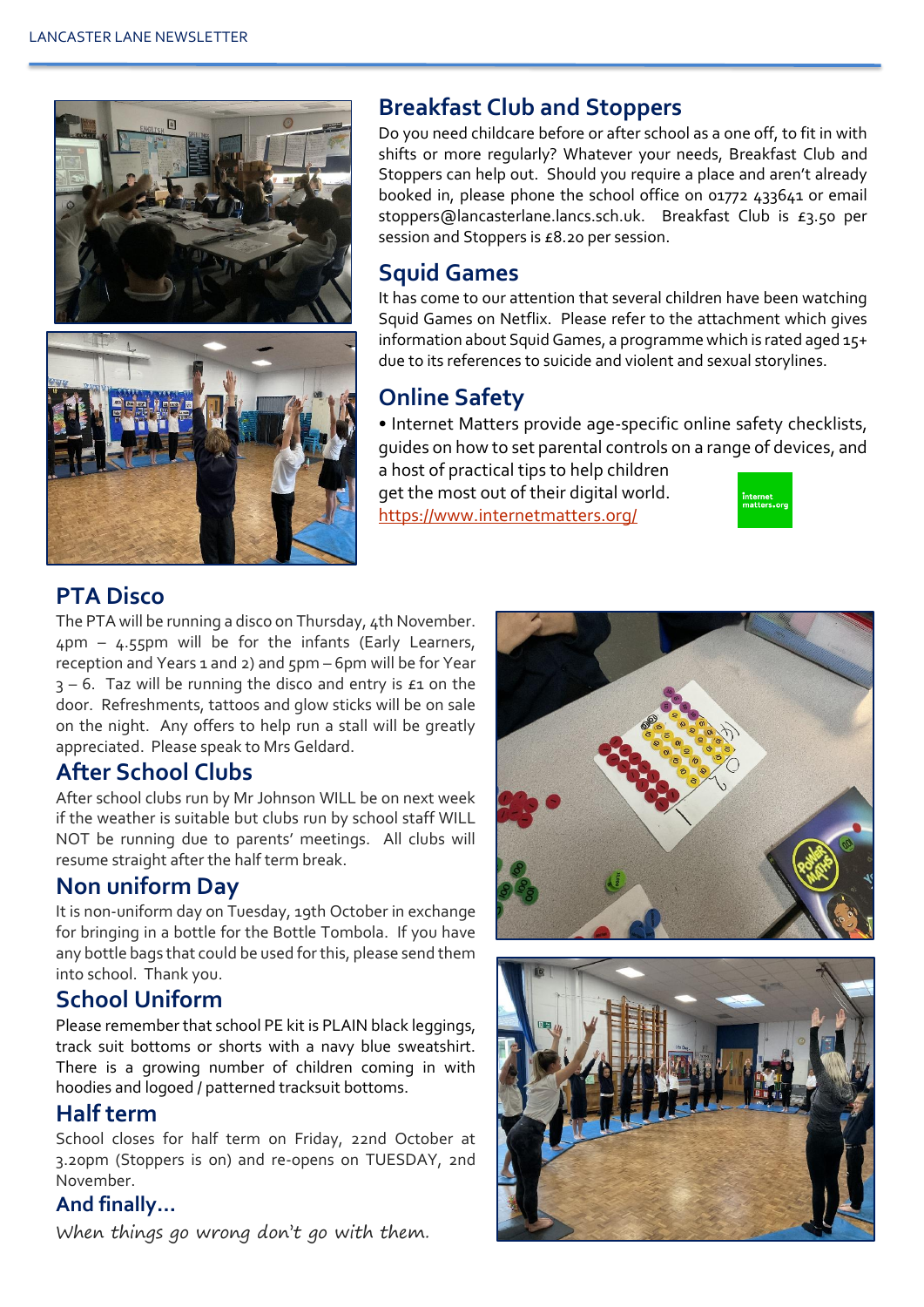## Breakfast Club and Stoppers

Do you need childcare before or after school as a one off, to fit in with shifts or more regularly? Whatever your needs, Breakfast Club and Stoppers can help out. Should you require a place and aren't already booked in, please phone the school office on 01772 433641 or email stoppers@lancasterlane.lancs.sch.uk. Breakfast Club is £3.50 per session and Stoppers is £8.20 per session.

## Squid Games

It has come to our attention that several children have been watching Squid Games on Netflix. Please refer to the attachment which gives information about Squid Games, a programme which is rated aged 15+ due to its references to suicide and violent and sexual storylines.

## Online Safety

- Internet Matters provide age-specific online safety checklists, guides on how to set parental controls on a range of devices, and a host of practical tips to help children get the most out of their digital world. [https://www.internetmatters.org/](https://www.internetmatters.org/)

## PTA Disco

The PTA will be running a disco on Thursday, 4th November. 4pm – 4.55pm will be for the infants (Early Learners, reception and Years 1 and 2) and 5pm – 6pm will be for Year 3 – 6. Taz will be running the disco and entry is £1 on the door. Refreshments, tattoos and glow sticks will be on sale on the night. Any offers to help run a stall will be greatly appreciated. Please speak to Mrs Geldard.

## After School Clubs

After school clubs run by Mr Johnson WILL be on next week if the weather is suitable but clubs run by school staff WILL NOT be running due to parents' meetings. All clubs will resume straight after the half term break.

## Non uniform Day

It is non-uniform day on Tuesday, 19th October in exchange for bringing in a bottle for the Bottle Tombola. If you have any bottle bags that could be used for this, please send them into school. Thank you.

## School Uniform

Please remember that school PE kit is PLAIN black leggings, track suit bottoms or shorts with a navy blue sweatshirt. There is a growing number of children coming in with hoodies and logoed / patterned tracksuit bottoms.

## Half term

School closes for half term on Friday, 22nd October at 3.20pm (Stoppers is on) and re-opens on TUESDAY, 2nd November.

## And finally…

*When things go wrong don't go with them.*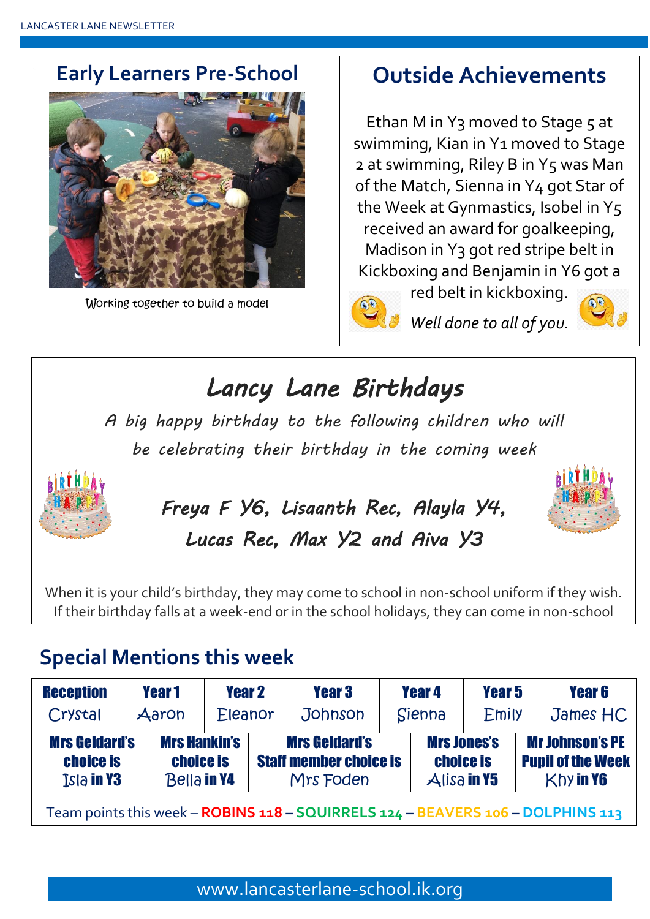## Early Learners Pre-School

Working together to build a model

## Outside Achievements

Ethan M in Y3 moved to Stage 5 at swimming, Kian in Y1 moved to Stage 2 at swimming, Riley B in Y5 was Man of the Match, Sienna in Y4 got Star of the Week at Gynmastics, Isobel in Y5 received an award for goalkeeping, Madison in Y3 got red stripe belt in Kickboxing and Benjamin in Y6 got a red belt in kickboxing.

*Well done to all of you.*

## *Lancy Lane Birthdays*

*A big happy birthday to the following children who will be celebrating their birthday in the coming week*

***Freya F Y6, Lisaanth Rec, Alayla Y4, Lucas Rec, Max Y2 and Aiva Y3***

When it is your child's birthday, they may come to school in non-school uniform if they wish. If their birthday falls at a week-end or in the school holidays, they can come in non-school

## Special Mentions this week

| **Reception** | **Year 1** | **Year 2** | **Year 3** | **Year 4** | **Year 5** | **Year 6** |
|---|---|---|---|---|---|---|
| Crystal | Aaron | Eleanor | Johnson | Sienna | Emily | James HC |

| | | | | |
|---|---|---|---|---|
| **Mrs Geldard's choice is** Isla **in Y3** | **Mrs Hankin's choice is** Bella **in Y4** | **Mrs Geldard's Staff member choice is** Mrs Foden | **Mrs Jones's choice is** Alisa **in Y5** | **Mr Johnson's PE Pupil of the Week** Khy **in Y6** |

Team points this week – **ROBINS 118** – **SQUIRRELS 124** – **BEAVERS 106** – **DOLPHINS 113**

www.lancasterlane-school.ik.org